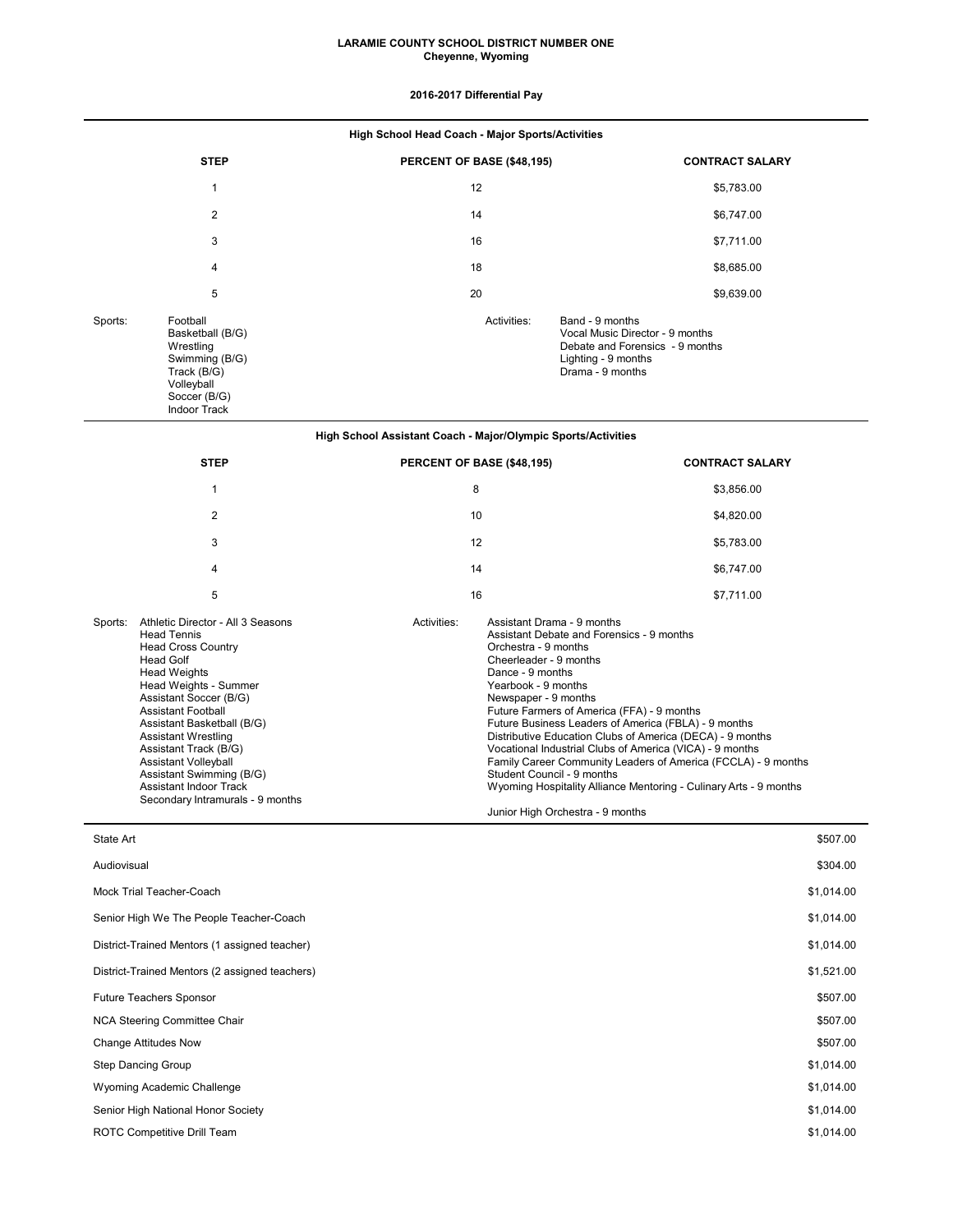**LARAMIE COUNTY SCHOOL DISTRICT NUMBER ONE**
**Cheyenne, Wyoming**

**2016-2017 Differential Pay**

### High School Head Coach - Major Sports/Activities

| STEP | PERCENT OF BASE ($48,195) | CONTRACT SALARY |
|---|---|---|
| 1 | 12 | $5,783.00 |
| 2 | 14 | $6,747.00 |
| 3 | 16 | $7,711.00 |
| 4 | 18 | $8,685.00 |
| 5 | 20 | $9,639.00 |

Sports:
- Football
- Basketball (B/G)
- Wrestling
- Swimming (B/G)
- Track (B/G)
- Volleyball
- Soccer (B/G)
- Indoor Track

Activities:
- Band - 9 months
- Vocal Music Director - 9 months
- Debate and Forensics - 9 months
- Lighting - 9 months
- Drama - 9 months

### High School Assistant Coach - Major/Olympic Sports/Activities

| STEP | PERCENT OF BASE ($48,195) | CONTRACT SALARY |
|---|---|---|
| 1 | 8 | $3,856.00 |
| 2 | 10 | $4,820.00 |
| 3 | 12 | $5,783.00 |
| 4 | 14 | $6,747.00 |
| 5 | 16 | $7,711.00 |

Sports:
- Athletic Director - All 3 Seasons
- Head Tennis
- Head Cross Country
- Head Golf
- Head Weights
- Head Weights - Summer
- Assistant Soccer (B/G)
- Assistant Football
- Assistant Basketball (B/G)
- Assistant Wrestling
- Assistant Track (B/G)
- Assistant Volleyball
- Assistant Swimming (B/G)
- Assistant Indoor Track
- Secondary Intramurals - 9 months

Activities:
- Assistant Drama - 9 months
- Assistant Debate and Forensics - 9 months
- Orchestra - 9 months
- Cheerleader - 9 months
- Dance - 9 months
- Yearbook - 9 months
- Newspaper - 9 months
- Future Farmers of America (FFA) - 9 months
- Future Business Leaders of America (FBLA) - 9 months
- Distributive Education Clubs of America (DECA) - 9 months
- Vocational Industrial Clubs of America (VICA) - 9 months
- Family Career Community Leaders of America (FCCLA) - 9 months
- Student Council - 9 months
- Wyoming Hospitality Alliance Mentoring - Culinary Arts - 9 months
- Junior High Orchestra - 9 months

| Position | Amount |
|---|---|
| State Art | $507.00 |
| Audiovisual | $304.00 |
| Mock Trial Teacher-Coach | $1,014.00 |
| Senior High We The People Teacher-Coach | $1,014.00 |
| District-Trained Mentors (1 assigned teacher) | $1,014.00 |
| District-Trained Mentors (2 assigned teachers) | $1,521.00 |
| Future Teachers Sponsor | $507.00 |
| NCA Steering Committee Chair | $507.00 |
| Change Attitudes Now | $507.00 |
| Step Dancing Group | $1,014.00 |
| Wyoming Academic Challenge | $1,014.00 |
| Senior High National Honor Society | $1,014.00 |
| ROTC Competitive Drill Team | $1,014.00 |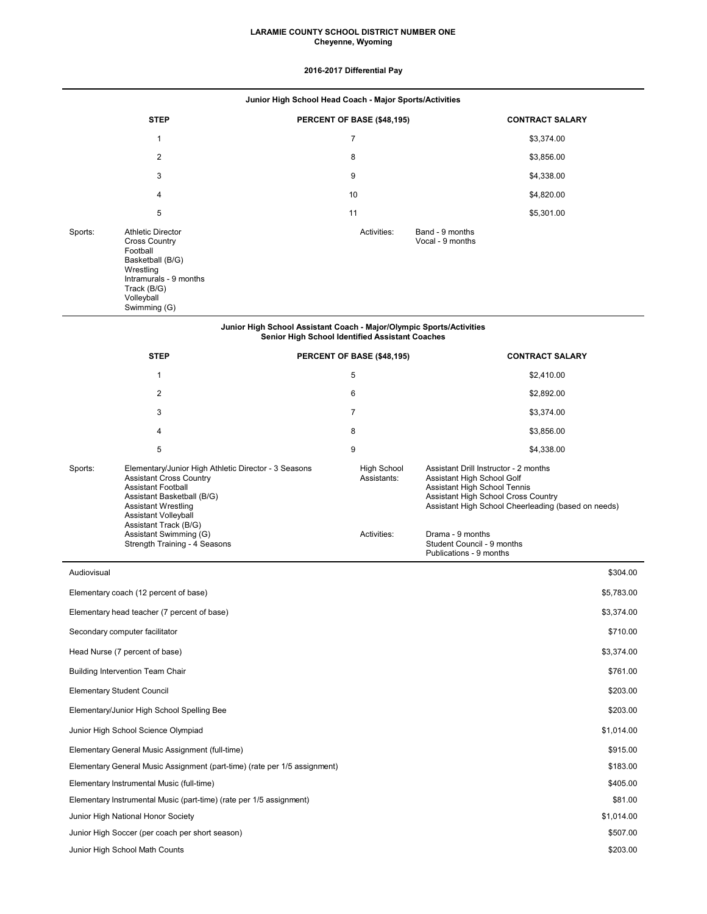**LARAMIE COUNTY SCHOOL DISTRICT NUMBER ONE**
**Cheyenne, Wyoming**

**2016-2017 Differential Pay**

### Junior High School Head Coach - Major Sports/Activities

| STEP | PERCENT OF BASE ($48,195) | CONTRACT SALARY |
|---|---|---|
| 1 | 7 | $3,374.00 |
| 2 | 8 | $3,856.00 |
| 3 | 9 | $4,338.00 |
| 4 | 10 | $4,820.00 |
| 5 | 11 | $5,301.00 |

Sports:
- Athletic Director
- Cross Country
- Football
- Basketball (B/G)
- Wrestling
- Intramurals - 9 months
- Track (B/G)
- Volleyball
- Swimming (G)

Activities:
- Band - 9 months
- Vocal - 9 months

### Junior High School Assistant Coach - Major/Olympic Sports/Activities
### Senior High School Identified Assistant Coaches

| STEP | PERCENT OF BASE ($48,195) | CONTRACT SALARY |
|---|---|---|
| 1 | 5 | $2,410.00 |
| 2 | 6 | $2,892.00 |
| 3 | 7 | $3,374.00 |
| 4 | 8 | $3,856.00 |
| 5 | 9 | $4,338.00 |

Sports:
- Elementary/Junior High Athletic Director - 3 Seasons
- Assistant Cross Country
- Assistant Football
- Assistant Basketball (B/G)
- Assistant Wrestling
- Assistant Volleyball
- Assistant Track (B/G)
- Assistant Swimming (G)
- Strength Training - 4 Seasons

High School Assistants:
- Assistant Drill Instructor - 2 months
- Assistant High School Golf
- Assistant High School Tennis
- Assistant High School Cross Country
- Assistant High School Cheerleading (based on needs)

Activities:
- Drama - 9 months
- Student Council - 9 months
- Publications - 9 months

| | |
|---|---|
| Audiovisual | $304.00 |
| Elementary coach (12 percent of base) | $5,783.00 |
| Elementary head teacher (7 percent of base) | $3,374.00 |
| Secondary computer facilitator | $710.00 |
| Head Nurse (7 percent of base) | $3,374.00 |
| Building Intervention Team Chair | $761.00 |
| Elementary Student Council | $203.00 |
| Elementary/Junior High School Spelling Bee | $203.00 |
| Junior High School Science Olympiad | $1,014.00 |
| Elementary General Music Assignment (full-time) | $915.00 |
| Elementary General Music Assignment (part-time) (rate per 1/5 assignment) | $183.00 |
| Elementary Instrumental Music (full-time) | $405.00 |
| Elementary Instrumental Music (part-time) (rate per 1/5 assignment) | $81.00 |
| Junior High National Honor Society | $1,014.00 |
| Junior High Soccer (per coach per short season) | $507.00 |
| Junior High School Math Counts | $203.00 |